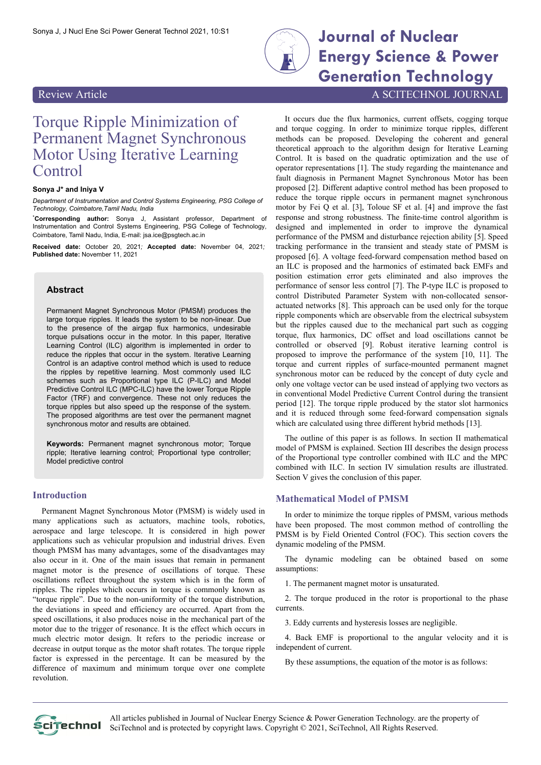Review Article

# Torque Ripple Minimization of Permanent Magnet Synchronous Motor Using Iterative Learning Control

**Sonya J\* and Iniya V**

*Department of Instrumentation and Control Systems Engineering, PSG College of Technology, Coimbatore,Tamil Nadu, India*

\***Corresponding author:** Sonya J, Assistant professor, Department of Instrumentation and Control Systems Engineering, PSG College of Technology, Coimbatore, Tamil Nadu, India, E-mail: jsa.ice@psgtech.ac.in

**Received date:** October 20, 2021; **Accepted date:** November 04, 2021; **Published date:** November 11, 2021

## Abstract

Permanent Magnet Synchronous Motor (PMSM) produces the large torque ripples. It leads the system to be non-linear. Due to the presence of the airgap flux harmonics, undesirable torque pulsations occur in the motor. In this paper, Iterative Learning Control (ILC) algorithm is implemented in order to reduce the ripples that occur in the system. Iterative Learning Control is an adaptive control method which is used to reduce the ripples by repetitive learning. Most commonly used ILC schemes such as Proportional type ILC (P-ILC) and Model Predictive Control ILC (MPC-ILC) have the lower Torque Ripple Factor (TRF) and convergence. These not only reduces the torque ripples but also speed up the response of the system. The proposed algorithms are test over the permanent magnet synchronous motor and results are obtained.

**Keywords:** Permanent magnet synchronous motor; Torque ripple; Iterative learning control; Proportional type controller; Model predictive control

## Introduction

Permanent Magnet Synchronous Motor (PMSM) is widely used in many applications such as actuators, machine tools, robotics, aerospace and large telescope. It is considered in high power applications such as vehicular propulsion and industrial drives. Even though PMSM has many advantages, some of the disadvantages may also occur in it. One of the main issues that remain in permanent magnet motor is the presence of oscillations of torque. These oscillations reflect throughout the system which is in the form of ripples. The ripples which occurs in torque is commonly known as "torque ripple". Due to the non-uniformity of the torque distribution, the deviations in speed and efficiency are occurred. Apart from the speed oscillations, it also produces noise in the mechanical part of the motor due to the trigger of resonance. It is the effect which occurs in much electric motor design. It refers to the periodic increase or decrease in output torque as the motor shaft rotates. The torque ripple factor is expressed in the percentage. It can be measured by the difference of maximum and minimum torque over one complete revolution.

It occurs due the flux harmonics, current offsets, cogging torque and torque cogging. In order to minimize torque ripples, different methods can be proposed. Developing the coherent and general theoretical approach to the algorithm design for Iterative Learning Control. It is based on the quadratic optimization and the use of operator representations [1]. The study regarding the maintenance and fault diagnosis in Permanent Magnet Synchronous Motor has been proposed [2]. Different adaptive control method has been proposed to reduce the torque ripple occurs in permanent magnet synchronous motor by Fei Q et al. [3], Toloue SF et al. [4] and improve the fast response and strong robustness. The finite-time control algorithm is designed and implemented in order to improve the dynamical performance of the PMSM and disturbance rejection ability [5]. Speed tracking performance in the transient and steady state of PMSM is proposed [6]. A voltage feed-forward compensation method based on an ILC is proposed and the harmonics of estimated back EMFs and position estimation error gets eliminated and also improves the performance of sensor less control [7]. The P-type ILC is proposed to control Distributed Parameter System with non-collocated sensor-actuated networks [8]. This approach can be used only for the torque ripple components which are observable from the electrical subsystem but the ripples caused due to the mechanical part such as cogging torque, flux harmonics, DC offset and load oscillations cannot be controlled or observed [9]. Robust iterative learning control is proposed to improve the performance of the system [10, 11]. The torque and current ripples of surface-mounted permanent magnet synchronous motor can be reduced by the concept of duty cycle and only one voltage vector can be used instead of applying two vectors as in conventional Model Predictive Current Control during the transient period [12]. The torque ripple produced by the stator slot harmonics and it is reduced through some feed-forward compensation signals which are calculated using three different hybrid methods [13].

The outline of this paper is as follows. In section II mathematical model of PMSM is explained. Section III describes the design process of the Proportional type controller combined with ILC and the MPC combined with ILC. In section IV simulation results are illustrated. Section V gives the conclusion of this paper.

## Mathematical Model of PMSM

In order to minimize the torque ripples of PMSM, various methods have been proposed. The most common method of controlling the PMSM is by Field Oriented Control (FOC). This section covers the dynamic modeling of the PMSM.

The dynamic modeling can be obtained based on some assumptions:

1. The permanent magnet motor is unsaturated.

2. The torque produced in the rotor is proportional to the phase currents.

3. Eddy currents and hysteresis losses are negligible.

4. Back EMF is proportional to the angular velocity and it is independent of current.

By these assumptions, the equation of the motor is as follows: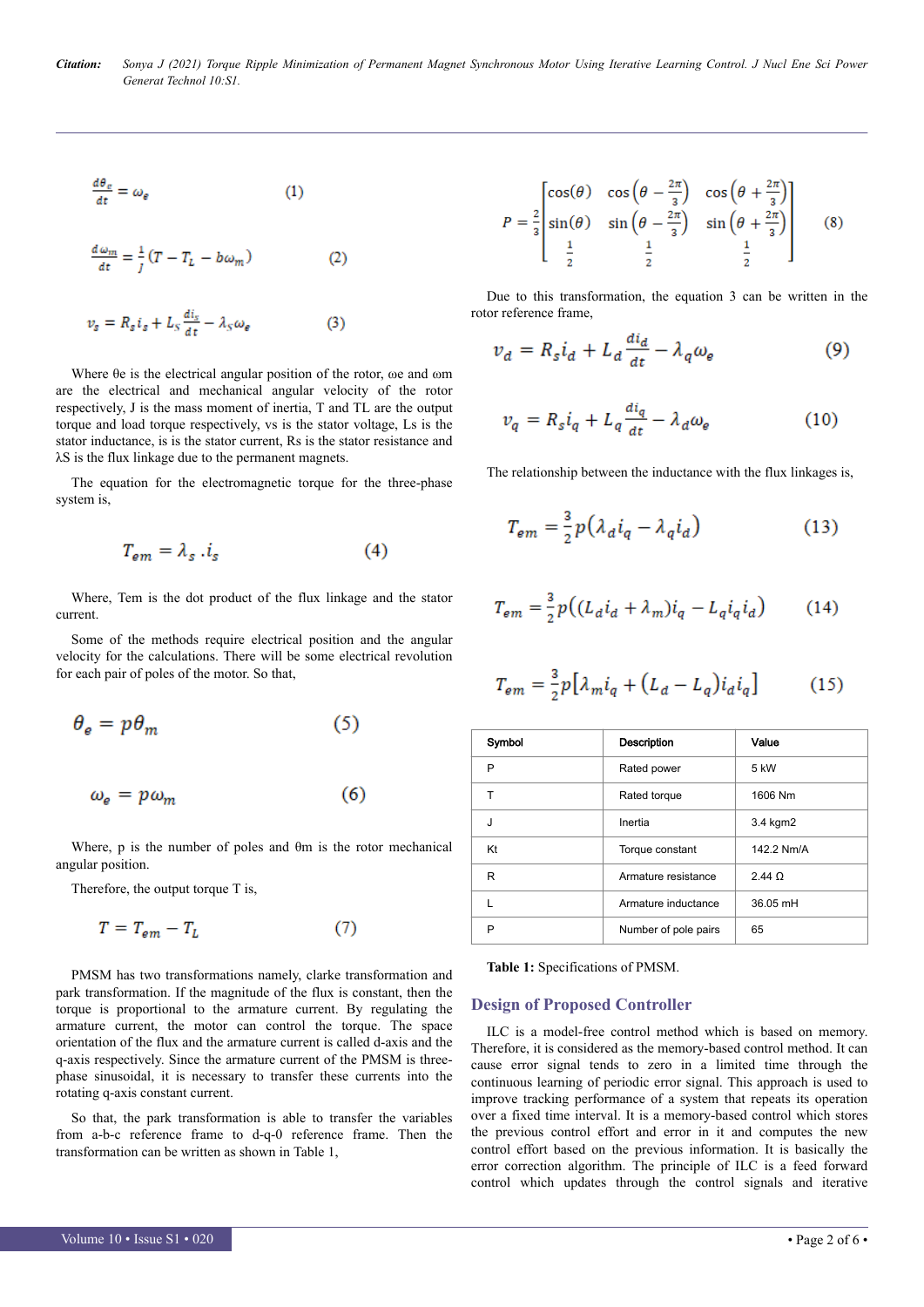$$\frac{d\theta_e}{dt} = \omega_e \quad (1)$$

$$\frac{d\omega_m}{dt} = \frac{1}{J}(T - T_L - b\omega_m) \quad (2)$$

$$v_s = R_s i_s + L_s \frac{di_s}{dt} - \lambda_S \omega_e \quad (3)$$

Where θe is the electrical angular position of the rotor, ωe and ωm are the electrical and mechanical angular velocity of the rotor respectively, J is the mass moment of inertia, T and TL are the output torque and load torque respectively, vs is the stator voltage, Ls is the stator inductance, is is the stator current, Rs is the stator resistance and λS is the flux linkage due to the permanent magnets.

The equation for the electromagnetic torque for the three-phase system is,

$$T_{em} = \lambda_s . i_s \quad (4)$$

Where, Tem is the dot product of the flux linkage and the stator current.

Some of the methods require electrical position and the angular velocity for the calculations. There will be some electrical revolution for each pair of poles of the motor. So that,

$$\theta_e = p\theta_m \quad (5)$$

$$\omega_e = p\omega_m \quad (6)$$

Where, p is the number of poles and θm is the rotor mechanical angular position.

Therefore, the output torque T is,

$$T = T_{em} - T_L \quad (7)$$

PMSM has two transformations namely, clarke transformation and park transformation. If the magnitude of the flux is constant, then the torque is proportional to the armature current. By regulating the armature current, the motor can control the torque. The space orientation of the flux and the armature current is called d-axis and the q-axis respectively. Since the armature current of the PMSM is three-phase sinusoidal, it is necessary to transfer these currents into the rotating q-axis constant current.

So that, the park transformation is able to transfer the variables from a-b-c reference frame to d-q-0 reference frame. Then the transformation can be written as shown in Table 1,

$$P = \frac{2}{3}\begin{bmatrix} \cos(\theta) & \cos\left(\theta - \frac{2\pi}{3}\right) & \cos\left(\theta + \frac{2\pi}{3}\right) \\ \sin(\theta) & \sin\left(\theta - \frac{2\pi}{3}\right) & \sin\left(\theta + \frac{2\pi}{3}\right) \\ \frac{1}{2} & \frac{1}{2} & \frac{1}{2} \end{bmatrix} \quad (8)$$

Due to this transformation, the equation 3 can be written in the rotor reference frame,

$$v_d = R_s i_d + L_d \frac{di_d}{dt} - \lambda_q \omega_e \quad (9)$$

$$v_q = R_s i_q + L_q \frac{di_q}{dt} - \lambda_d \omega_e \quad (10)$$

The relationship between the inductance with the flux linkages is,

$$T_{em} = \frac{3}{2}p(\lambda_d i_q - \lambda_q i_d) \quad (13)$$

$$T_{em} = \frac{3}{2}p((L_d i_d + \lambda_m) i_q - L_q i_q i_d) \quad (14)$$

$$T_{em} = \frac{3}{2}p[\lambda_m i_q + (L_d - L_q) i_d i_q] \quad (15)$$

| Symbol | Description | Value |
|---|---|---|
| P | Rated power | 5 kW |
| T | Rated torque | 1606 Nm |
| J | Inertia | 3.4 kgm2 |
| Kt | Torque constant | 142.2 Nm/A |
| R | Armature resistance | 2.44 Ω |
| L | Armature inductance | 36.05 mH |
| P | Number of pole pairs | 65 |

**Table 1:** Specifications of PMSM.

## Design of Proposed Controller

ILC is a model-free control method which is based on memory. Therefore, it is considered as the memory-based control method. It can cause error signal tends to zero in a limited time through the continuous learning of periodic error signal. This approach is used to improve tracking performance of a system that repeats its operation over a fixed time interval. It is a memory-based control which stores the previous control effort and error in it and computes the new control effort based on the previous information. It is basically the error correction algorithm. The principle of ILC is a feed forward control which updates through the control signals and iterative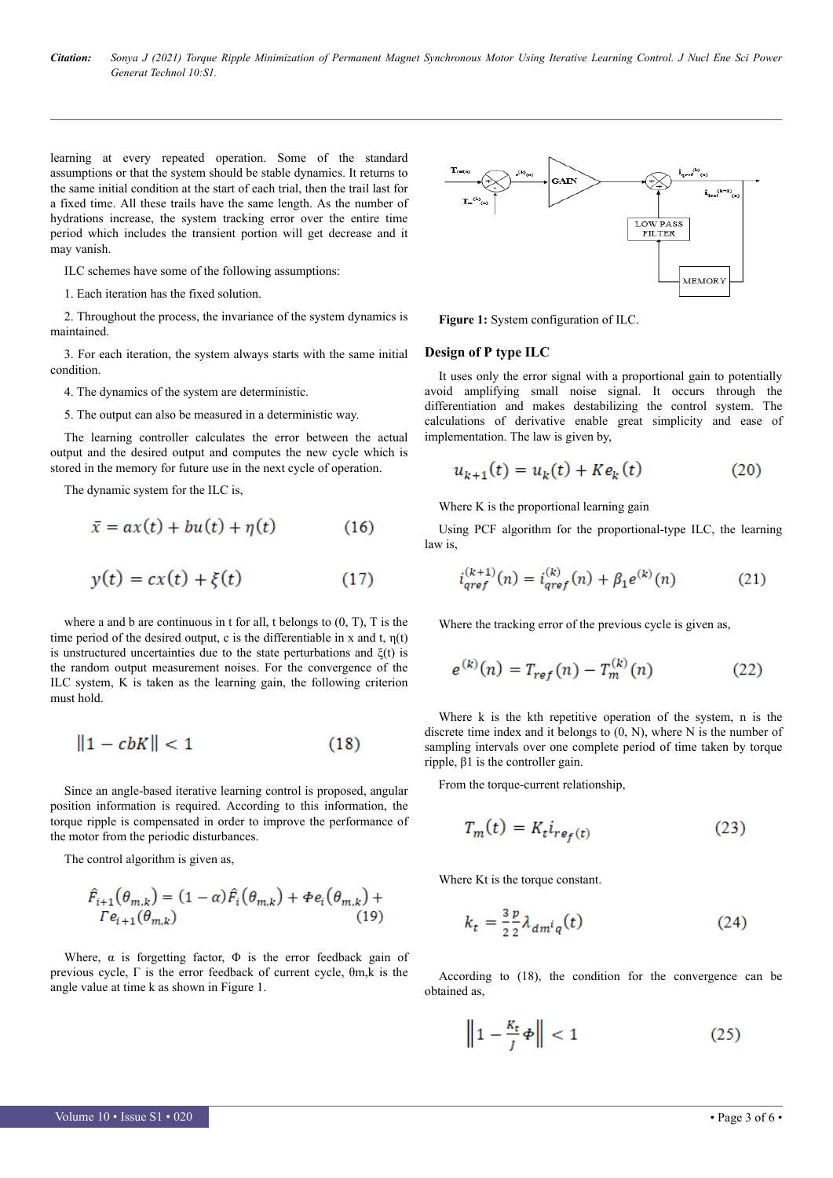learning at every repeated operation. Some of the standard assumptions or that the system should be stable dynamics. It returns to the same initial condition at the start of each trial, then the trail last for a fixed time. All these trails have the same length. As the number of hydrations increase, the system tracking error over the entire time period which includes the transient portion will get decrease and it may vanish.

ILC schemes have some of the following assumptions:

1. Each iteration has the fixed solution.

2. Throughout the process, the invariance of the system dynamics is maintained.

3. For each iteration, the system always starts with the same initial condition.

4. The dynamics of the system are deterministic.

5. The output can also be measured in a deterministic way.

The learning controller calculates the error between the actual output and the desired output and computes the new cycle which is stored in the memory for future use in the next cycle of operation.

The dynamic system for the ILC is,

$$\bar{x} = ax(t) + bu(t) + \eta(t) \tag{16}$$

$$y(t) = cx(t) + \xi(t) \tag{17}$$

where a and b are continuous in t for all, t belongs to (0, T), T is the time period of the desired output, c is the differentiable in x and t, η(t) is unstructured uncertainties due to the state perturbations and ξ(t) is the random output measurement noises. For the convergence of the ILC system, K is taken as the learning gain, the following criterion must hold.

$$\|1 - cbK\| < 1 \tag{18}$$

Since an angle-based iterative learning control is proposed, angular position information is required. According to this information, the torque ripple is compensated in order to improve the performance of the motor from the periodic disturbances.

The control algorithm is given as,

$$\hat{F}_{i+1}(\theta_{m,k}) = (1-\alpha)\hat{F}_i(\theta_{m,k}) + \Phi e_i(\theta_{m,k}) + \Gamma e_{i+1}(\theta_{m,k}) \tag{19}$$

Where, α is forgetting factor, Φ is the error feedback gain of previous cycle, Γ is the error feedback of current cycle, θm,k is the angle value at time k as shown in Figure 1.

**Figure 1:** System configuration of ILC.

## Design of P type ILC

It uses only the error signal with a proportional gain to potentially avoid amplifying small noise signal. It occurs through the differentiation and makes destabilizing the control system. The calculations of derivative enable great simplicity and ease of implementation. The law is given by,

$$u_{k+1}(t) = u_k(t) + Ke_k(t) \tag{20}$$

Where K is the proportional learning gain

Using PCF algorithm for the proportional-type ILC, the learning law is,

$$i_{qref}^{(k+1)}(n) = i_{qref}^{(k)}(n) + \beta_1 e^{(k)}(n) \tag{21}$$

Where the tracking error of the previous cycle is given as,

$$e^{(k)}(n) = T_{ref}(n) - T_m^{(k)}(n) \tag{22}$$

Where k is the kth repetitive operation of the system, n is the discrete time index and it belongs to (0, N), where N is the number of sampling intervals over one complete period of time taken by torque ripple, β1 is the controller gain.

From the torque-current relationship,

$$T_m(t) = K_t i_{ref(t)} \tag{23}$$

Where Kt is the torque constant.

$$k_t = \frac{3}{2}\frac{p}{2}\lambda_{dm^i q}(t) \tag{24}$$

According to (18), the condition for the convergence can be obtained as,

$$\left\|1 - \frac{K_t}{J}\Phi\right\| < 1 \tag{25}$$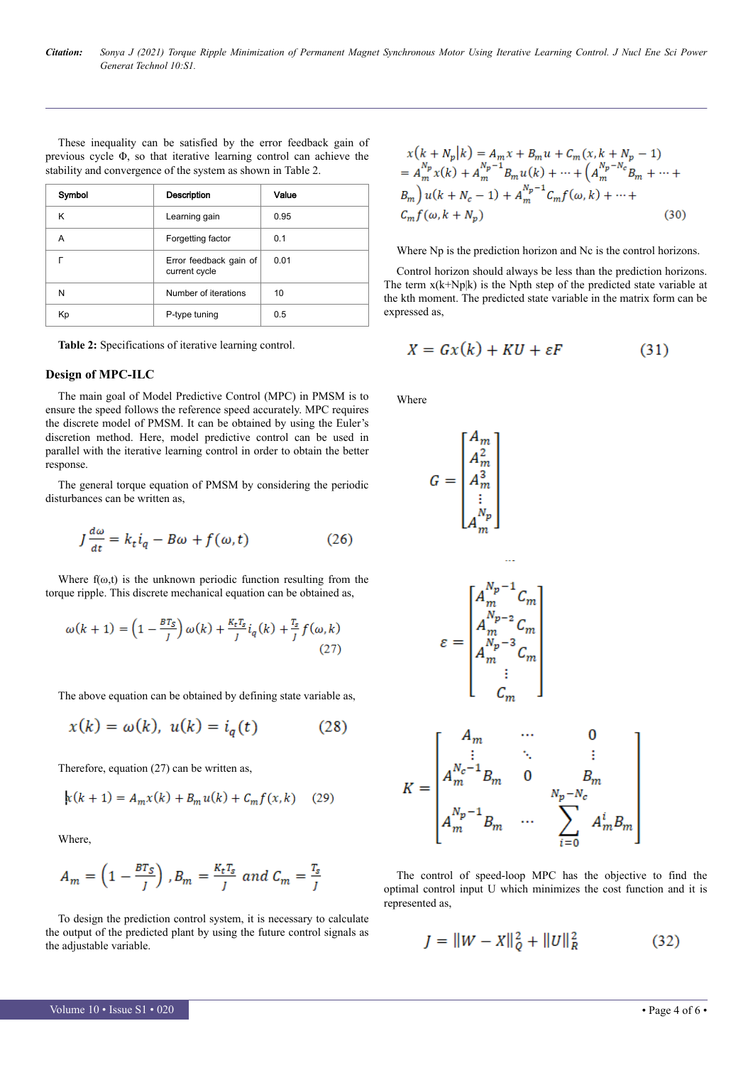These inequality can be satisfied by the error feedback gain of previous cycle Φ, so that iterative learning control can achieve the stability and convergence of the system as shown in Table 2.

| Symbol | Description | Value |
|---|---|---|
| K | Learning gain | 0.95 |
| Α | Forgetting factor | 0.1 |
| Γ | Error feedback gain of current cycle | 0.01 |
| N | Number of iterations | 10 |
| Kp | P-type tuning | 0.5 |

**Table 2:** Specifications of iterative learning control.

### Design of MPC-ILC

The main goal of Model Predictive Control (MPC) in PMSM is to ensure the speed follows the reference speed accurately. MPC requires the discrete model of PMSM. It can be obtained by using the Euler's discretion method. Here, model predictive control can be used in parallel with the iterative learning control in order to obtain the better response.

The general torque equation of PMSM by considering the periodic disturbances can be written as,

$$J\frac{d\omega}{dt} = k_t i_q - B\omega + f(\omega,t) \qquad (26)$$

Where f(ω,t) is the unknown periodic function resulting from the torque ripple. This discrete mechanical equation can be obtained as,

$$\omega(k+1) = \left(1 - \frac{BT_S}{J}\right)\omega(k) + \frac{K_t T_s}{J} i_q(k) + \frac{T_s}{J} f(\omega,k) \qquad (27)$$

The above equation can be obtained by defining state variable as,

$$x(k) = \omega(k),\ u(k) = i_q(t) \qquad (28)$$

Therefore, equation (27) can be written as,

$$x(k+1) = A_m x(k) + B_m u(k) + C_m f(x,k) \qquad (29)$$

Where,

$$A_m = \left(1 - \frac{BT_S}{J}\right), B_m = \frac{K_t T_s}{J} \ and \ C_m = \frac{T_s}{J}$$

To design the prediction control system, it is necessary to calculate the output of the predicted plant by using the future control signals as the adjustable variable.

$$\begin{aligned} x(k+N_p|k) &= A_m x + B_m u + C_m(x, k+N_p-1) \\ &= A_m^{N_p} x(k) + A_m^{N_p-1} B_m u(k) + \cdots + \left(A_m^{N_p-N_c} B_m + \cdots + B_m\right) u(k+N_c-1) + A_m^{N_p-1} C_m f(\omega,k) + \cdots + C_m f(\omega, k+N_p) \end{aligned} \qquad (30)$$

Where Np is the prediction horizon and Nc is the control horizons.

Control horizon should always be less than the prediction horizons. The term x(k+Np|k) is the Npth step of the predicted state variable at the kth moment. The predicted state variable in the matrix form can be expressed as,

$$X = Gx(k) + KU + \varepsilon F \qquad (31)$$

Where

$$G = \begin{bmatrix} A_m \\ A_m^2 \\ A_m^3 \\ \vdots \\ A_m^{N_p} \end{bmatrix}$$

$$\varepsilon = \begin{bmatrix} A_m^{N_p-1} C_m \\ A_m^{N_p-2} C_m \\ A_m^{N_p-3} C_m \\ \vdots \\ C_m \end{bmatrix}$$

$$K = \begin{bmatrix} A_m & \cdots & 0 \\ \vdots & \ddots & \vdots \\ A_m^{N_c-1} B_m & 0 & B_m \\ A_m^{N_p-1} B_m & \cdots & \sum_{i=0}^{N_p-N_c} A_m^i B_m \end{bmatrix}$$

The control of speed-loop MPC has the objective to find the optimal control input U which minimizes the cost function and it is represented as,

$$J = \|W - X\|_Q^2 + \|U\|_R^2 \qquad (32)$$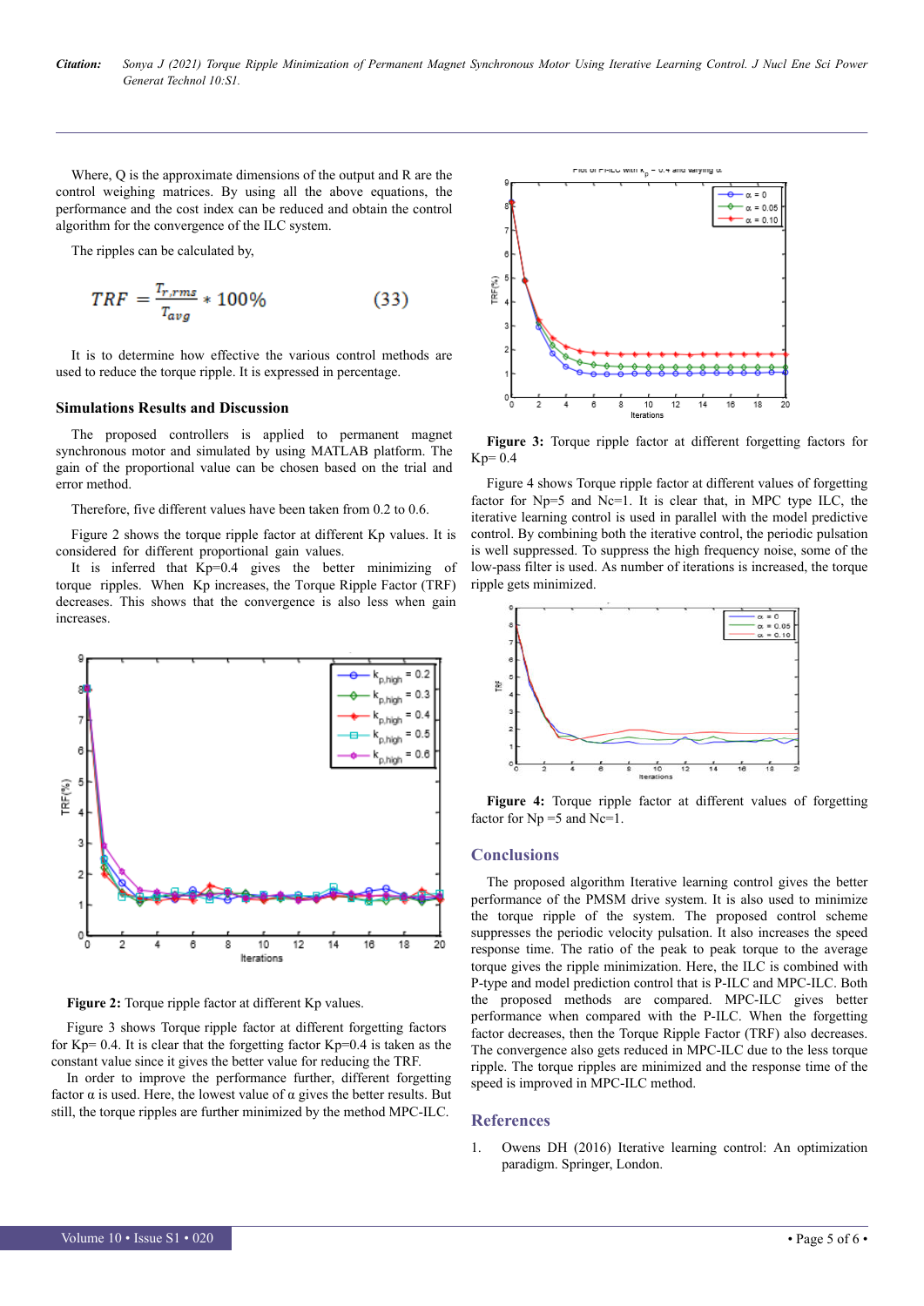Where, Q is the approximate dimensions of the output and R are the control weighing matrices. By using all the above equations, the performance and the cost index can be reduced and obtain the control algorithm for the convergence of the ILC system.

The ripples can be calculated by,

$$TRF = \frac{T_{r,rms}}{T_{avg}} * 100\% \quad (33)$$

It is to determine how effective the various control methods are used to reduce the torque ripple. It is expressed in percentage.

### Simulations Results and Discussion

The proposed controllers is applied to permanent magnet synchronous motor and simulated by using MATLAB platform. The gain of the proportional value can be chosen based on the trial and error method.

Therefore, five different values have been taken from 0.2 to 0.6.

Figure 2 shows the torque ripple factor at different Kp values. It is considered for different proportional gain values.

It is inferred that Kp=0.4 gives the better minimizing of torque ripples. When Kp increases, the Torque Ripple Factor (TRF) decreases. This shows that the convergence is also less when gain increases.

**Figure 2:** Torque ripple factor at different Kp values.

Figure 3 shows Torque ripple factor at different forgetting factors for Kp= 0.4. It is clear that the forgetting factor Kp=0.4 is taken as the constant value since it gives the better value for reducing the TRF.

In order to improve the performance further, different forgetting factor α is used. Here, the lowest value of α gives the better results. But still, the torque ripples are further minimized by the method MPC-ILC.

**Figure 3:** Torque ripple factor at different forgetting factors for Kp= 0.4

Figure 4 shows Torque ripple factor at different values of forgetting factor for Np=5 and Nc=1. It is clear that, in MPC type ILC, the iterative learning control is used in parallel with the model predictive control. By combining both the iterative control, the periodic pulsation is well suppressed. To suppress the high frequency noise, some of the low-pass filter is used. As number of iterations is increased, the torque ripple gets minimized.

**Figure 4:** Torque ripple factor at different values of forgetting factor for Np =5 and Nc=1.

## Conclusions

The proposed algorithm Iterative learning control gives the better performance of the PMSM drive system. It is also used to minimize the torque ripple of the system. The proposed control scheme suppresses the periodic velocity pulsation. It also increases the speed response time. The ratio of the peak to peak torque to the average torque gives the ripple minimization. Here, the ILC is combined with P-type and model prediction control that is P-ILC and MPC-ILC. Both the proposed methods are compared. MPC-ILC gives better performance when compared with the P-ILC. When the forgetting factor decreases, then the Torque Ripple Factor (TRF) also decreases. The convergence also gets reduced in MPC-ILC due to the less torque ripple. The torque ripples are minimized and the response time of the speed is improved in MPC-ILC method.

## References

1. Owens DH (2016) Iterative learning control: An optimization paradigm. Springer, London.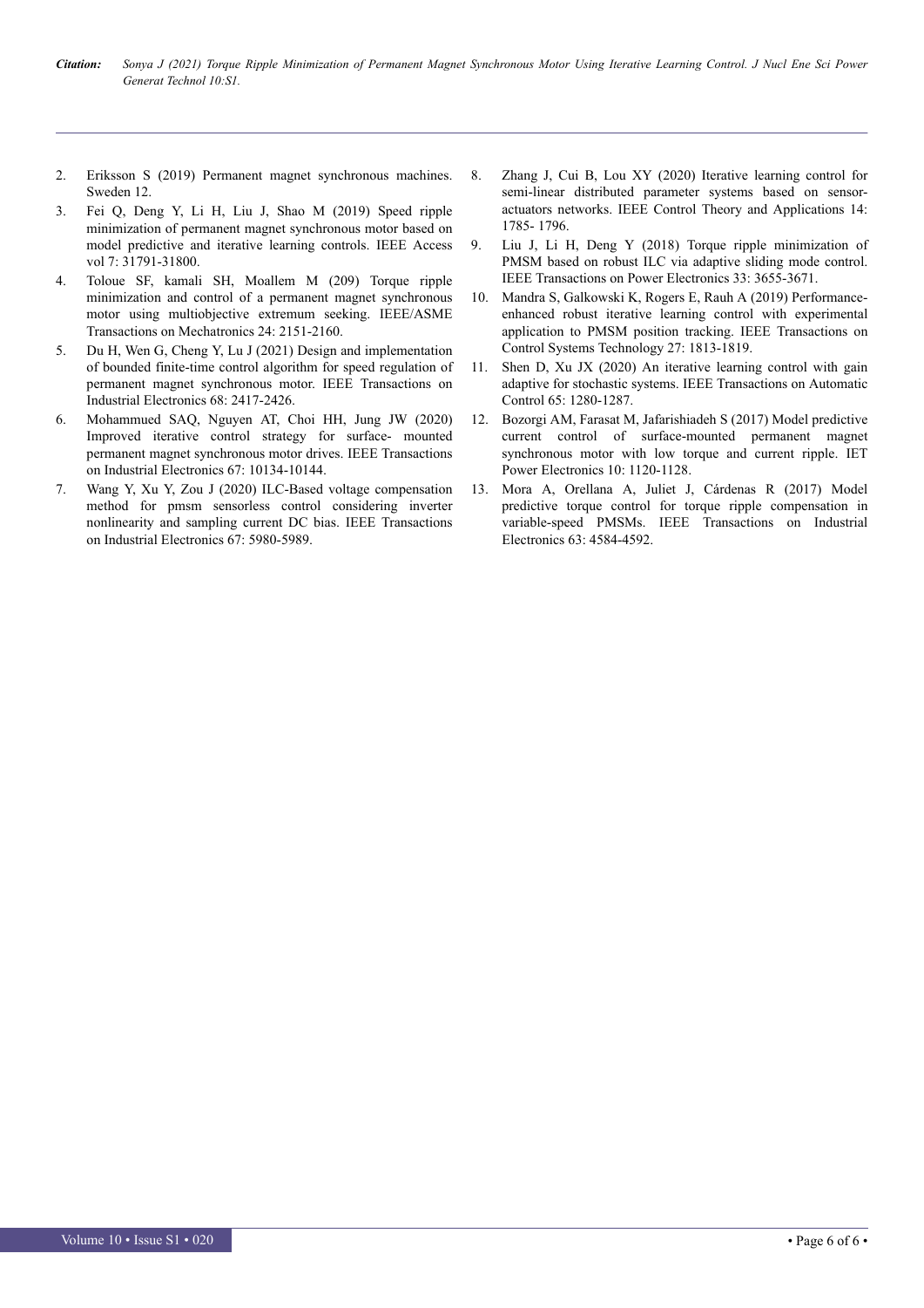2. Eriksson S (2019) Permanent magnet synchronous machines. Sweden 12.
3. Fei Q, Deng Y, Li H, Liu J, Shao M (2019) Speed ripple minimization of permanent magnet synchronous motor based on model predictive and iterative learning controls. IEEE Access vol 7: 31791-31800.
4. Toloue SF, kamali SH, Moallem M (209) Torque ripple minimization and control of a permanent magnet synchronous motor using multiobjective extremum seeking. IEEE/ASME Transactions on Mechatronics 24: 2151-2160.
5. Du H, Wen G, Cheng Y, Lu J (2021) Design and implementation of bounded finite-time control algorithm for speed regulation of permanent magnet synchronous motor. IEEE Transactions on Industrial Electronics 68: 2417-2426.
6. Mohammued SAQ, Nguyen AT, Choi HH, Jung JW (2020) Improved iterative control strategy for surface- mounted permanent magnet synchronous motor drives. IEEE Transactions on Industrial Electronics 67: 10134-10144.
7. Wang Y, Xu Y, Zou J (2020) ILC-Based voltage compensation method for pmsm sensorless control considering inverter nonlinearity and sampling current DC bias. IEEE Transactions on Industrial Electronics 67: 5980-5989.
8. Zhang J, Cui B, Lou XY (2020) Iterative learning control for semi-linear distributed parameter systems based on sensor-actuators networks. IEEE Control Theory and Applications 14: 1785- 1796.
9. Liu J, Li H, Deng Y (2018) Torque ripple minimization of PMSM based on robust ILC via adaptive sliding mode control. IEEE Transactions on Power Electronics 33: 3655-3671.
10. Mandra S, Galkowski K, Rogers E, Rauh A (2019) Performance-enhanced robust iterative learning control with experimental application to PMSM position tracking. IEEE Transactions on Control Systems Technology 27: 1813-1819.
11. Shen D, Xu JX (2020) An iterative learning control with gain adaptive for stochastic systems. IEEE Transactions on Automatic Control 65: 1280-1287.
12. Bozorgi AM, Farasat M, Jafarishiadeh S (2017) Model predictive current control of surface-mounted permanent magnet synchronous motor with low torque and current ripple. IET Power Electronics 10: 1120-1128.
13. Mora A, Orellana A, Juliet J, Cárdenas R (2017) Model predictive torque control for torque ripple compensation in variable-speed PMSMs. IEEE Transactions on Industrial Electronics 63: 4584-4592.